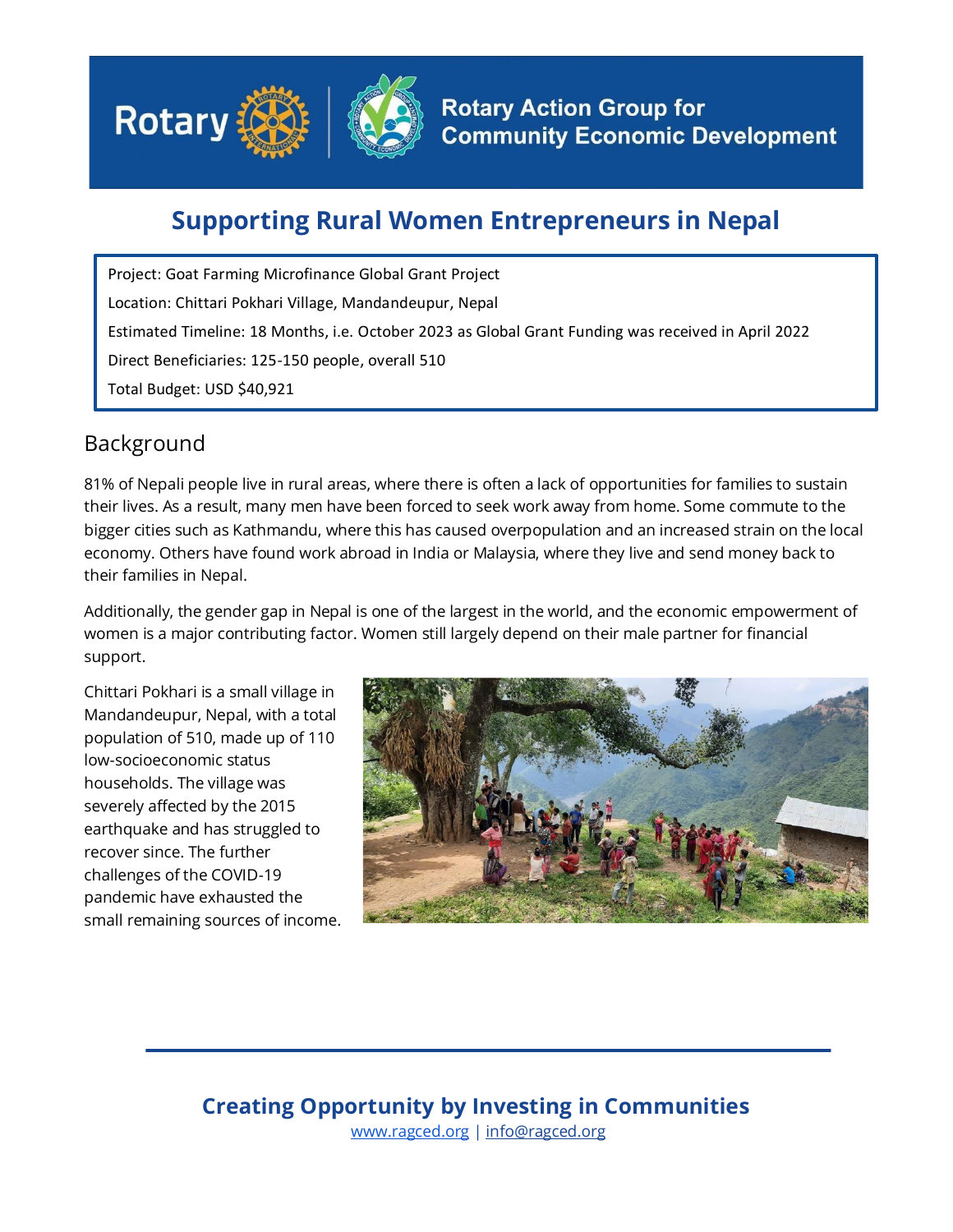Rotary | Rotary Action Group for Community Economic Development

# Supporting Rural Women Entrepreneurs in Nepal

Project: Goat Farming Microfinance Global Grant Project

Location: Chittari Pokhari Village, Mandandeupur, Nepal

Estimated Timeline: 18 Months, i.e. October 2023 as Global Grant Funding was received in April 2022

Direct Beneficiaries: 125-150 people, overall 510

Total Budget: USD $40,921

## Background

81% of Nepali people live in rural areas, where there is often a lack of opportunities for families to sustain their lives. As a result, many men have been forced to seek work away from home. Some commute to the bigger cities such as Kathmandu, where this has caused overpopulation and an increased strain on the local economy. Others have found work abroad in India or Malaysia, where they live and send money back to their families in Nepal.

Additionally, the gender gap in Nepal is one of the largest in the world, and the economic empowerment of women is a major contributing factor. Women still largely depend on their male partner for financial support.

Chittari Pokhari is a small village in Mandandeupur, Nepal, with a total population of 510, made up of 110 low-socioeconomic status households. The village was severely affected by the 2015 earthquake and has struggled to recover since. The further challenges of the COVID-19 pandemic have exhausted the small remaining sources of income.

**Creating Opportunity by Investing in Communities**

www.ragced.org | info@ragced.org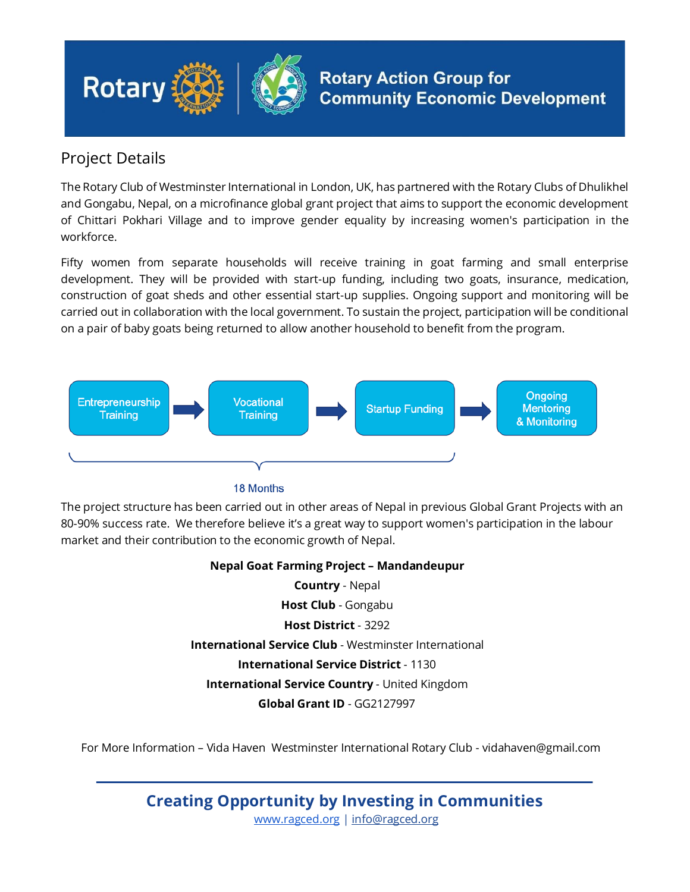Rotary | Rotary Action Group for Community Economic Development

## Project Details

The Rotary Club of Westminster International in London, UK, has partnered with the Rotary Clubs of Dhulikhel and Gongabu, Nepal, on a microfinance global grant project that aims to support the economic development of Chittari Pokhari Village and to improve gender equality by increasing women's participation in the workforce.

Fifty women from separate households will receive training in goat farming and small enterprise development. They will be provided with start-up funding, including two goats, insurance, medication, construction of goat sheds and other essential start-up supplies. Ongoing support and monitoring will be carried out in collaboration with the local government. To sustain the project, participation will be conditional on a pair of baby goats being returned to allow another household to benefit from the program.

Entrepreneurship Training

Vocational Training

Startup Funding

Ongoing Mentoring & Monitoring

18 Months

The project structure has been carried out in other areas of Nepal in previous Global Grant Projects with an 80-90% success rate. We therefore believe it's a great way to support women's participation in the labour market and their contribution to the economic growth of Nepal.

**Nepal Goat Farming Project – Mandandeupur**

**Country** - Nepal

**Host Club** - Gongabu

**Host District** - 3292

**International Service Club** - Westminster International

**International Service District** - 1130

**International Service Country** - United Kingdom

**Global Grant ID** - GG2127997

For More Information – Vida Haven Westminster International Rotary Club - vidahaven@gmail.com

---

**Creating Opportunity by Investing in Communities**

[www.ragced.org](http://www.ragced.org) | [info@ragced.org](mailto:info@ragced.org)